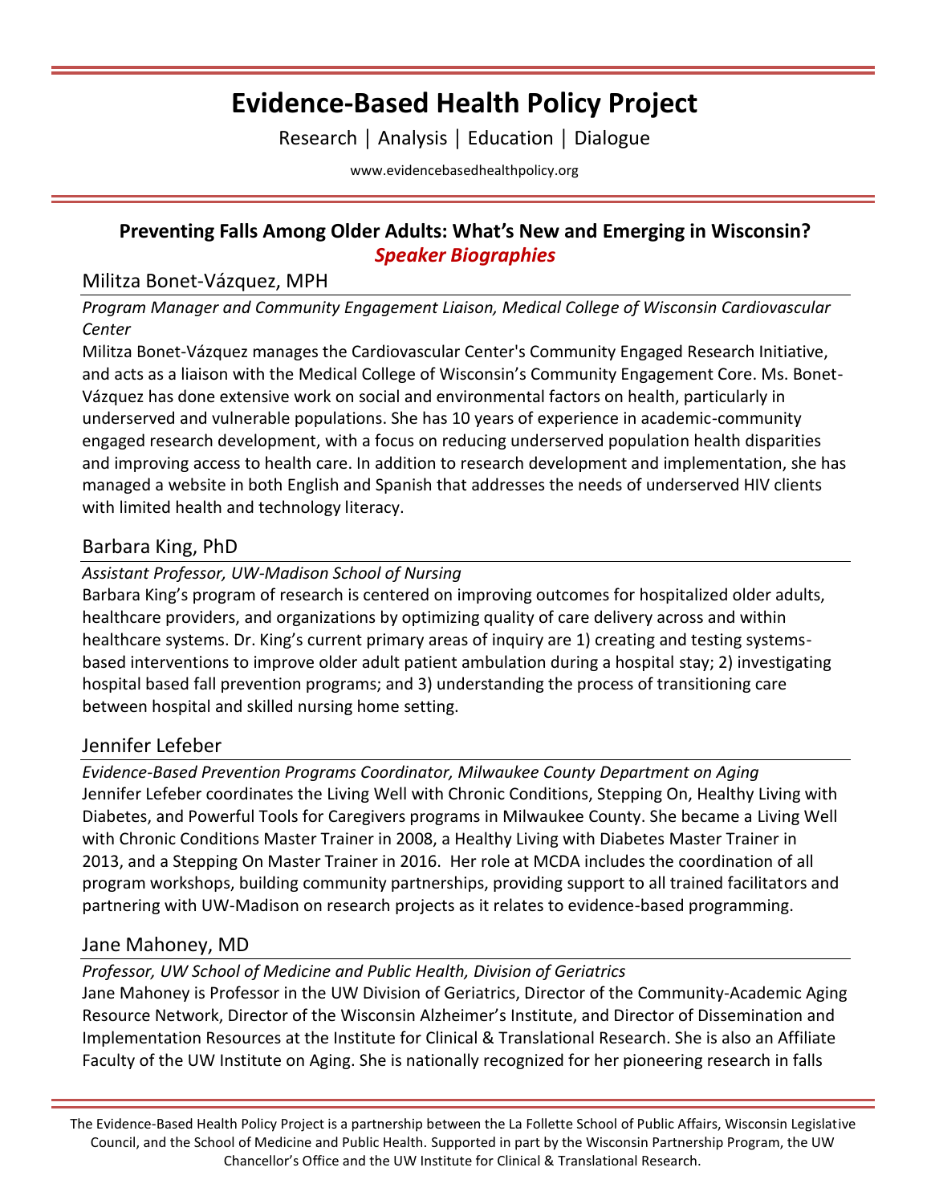# Evidence-Based Health Policy Project

Research | Analysis | Education | Dialogue

www.evidencebasedhealthpolicy.org

## Preventing Falls Among Older Adults: What's New and Emerging in Wisconsin?

***Speaker Biographies***

### Militza Bonet-Vázquez, MPH

*Program Manager and Community Engagement Liaison, Medical College of Wisconsin Cardiovascular Center*

Militza Bonet-Vázquez manages the Cardiovascular Center's Community Engaged Research Initiative, and acts as a liaison with the Medical College of Wisconsin's Community Engagement Core. Ms. Bonet-Vázquez has done extensive work on social and environmental factors on health, particularly in underserved and vulnerable populations. She has 10 years of experience in academic-community engaged research development, with a focus on reducing underserved population health disparities and improving access to health care. In addition to research development and implementation, she has managed a website in both English and Spanish that addresses the needs of underserved HIV clients with limited health and technology literacy.

### Barbara King, PhD

*Assistant Professor, UW-Madison School of Nursing*

Barbara King's program of research is centered on improving outcomes for hospitalized older adults, healthcare providers, and organizations by optimizing quality of care delivery across and within healthcare systems. Dr. King's current primary areas of inquiry are 1) creating and testing systems-based interventions to improve older adult patient ambulation during a hospital stay; 2) investigating hospital based fall prevention programs; and 3) understanding the process of transitioning care between hospital and skilled nursing home setting.

### Jennifer Lefeber

*Evidence-Based Prevention Programs Coordinator, Milwaukee County Department on Aging*

Jennifer Lefeber coordinates the Living Well with Chronic Conditions, Stepping On, Healthy Living with Diabetes, and Powerful Tools for Caregivers programs in Milwaukee County. She became a Living Well with Chronic Conditions Master Trainer in 2008, a Healthy Living with Diabetes Master Trainer in 2013, and a Stepping On Master Trainer in 2016. Her role at MCDA includes the coordination of all program workshops, building community partnerships, providing support to all trained facilitators and partnering with UW-Madison on research projects as it relates to evidence-based programming.

### Jane Mahoney, MD

*Professor, UW School of Medicine and Public Health, Division of Geriatrics*

Jane Mahoney is Professor in the UW Division of Geriatrics, Director of the Community-Academic Aging Resource Network, Director of the Wisconsin Alzheimer's Institute, and Director of Dissemination and Implementation Resources at the Institute for Clinical & Translational Research. She is also an Affiliate Faculty of the UW Institute on Aging. She is nationally recognized for her pioneering research in falls

The Evidence-Based Health Policy Project is a partnership between the La Follette School of Public Affairs, Wisconsin Legislative Council, and the School of Medicine and Public Health. Supported in part by the Wisconsin Partnership Program, the UW Chancellor's Office and the UW Institute for Clinical & Translational Research.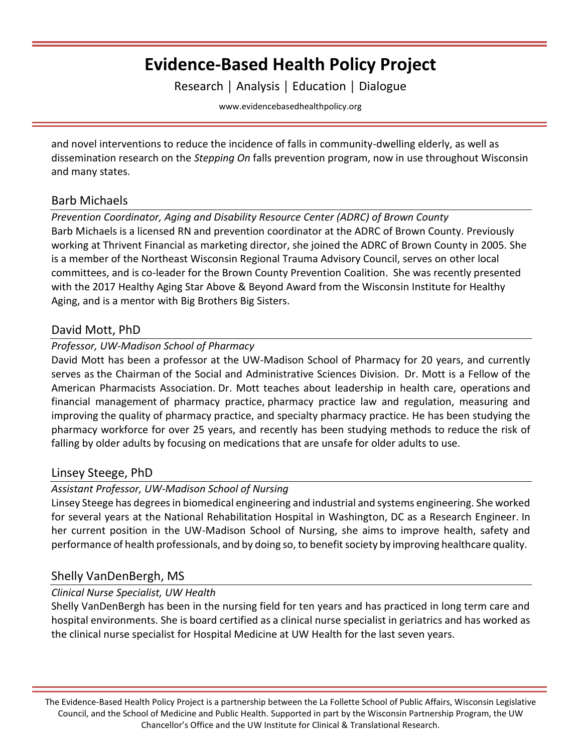and novel interventions to reduce the incidence of falls in community-dwelling elderly, as well as dissemination research on the *Stepping On* falls prevention program, now in use throughout Wisconsin and many states.

## Barb Michaels

*Prevention Coordinator, Aging and Disability Resource Center (ADRC) of Brown County*

Barb Michaels is a licensed RN and prevention coordinator at the ADRC of Brown County. Previously working at Thrivent Financial as marketing director, she joined the ADRC of Brown County in 2005. She is a member of the Northeast Wisconsin Regional Trauma Advisory Council, serves on other local committees, and is co-leader for the Brown County Prevention Coalition. She was recently presented with the 2017 Healthy Aging Star Above & Beyond Award from the Wisconsin Institute for Healthy Aging, and is a mentor with Big Brothers Big Sisters.

## David Mott, PhD

*Professor, UW-Madison School of Pharmacy*

David Mott has been a professor at the UW-Madison School of Pharmacy for 20 years, and currently serves as the Chairman of the Social and Administrative Sciences Division. Dr. Mott is a Fellow of the American Pharmacists Association. Dr. Mott teaches about leadership in health care, operations and financial management of pharmacy practice, pharmacy practice law and regulation, measuring and improving the quality of pharmacy practice, and specialty pharmacy practice. He has been studying the pharmacy workforce for over 25 years, and recently has been studying methods to reduce the risk of falling by older adults by focusing on medications that are unsafe for older adults to use.

## Linsey Steege, PhD

*Assistant Professor, UW-Madison School of Nursing*

Linsey Steege has degrees in biomedical engineering and industrial and systems engineering. She worked for several years at the National Rehabilitation Hospital in Washington, DC as a Research Engineer. In her current position in the UW-Madison School of Nursing, she aims to improve health, safety and performance of health professionals, and by doing so, to benefit society by improving healthcare quality.

## Shelly VanDenBergh, MS

*Clinical Nurse Specialist, UW Health*

Shelly VanDenBergh has been in the nursing field for ten years and has practiced in long term care and hospital environments. She is board certified as a clinical nurse specialist in geriatrics and has worked as the clinical nurse specialist for Hospital Medicine at UW Health for the last seven years.